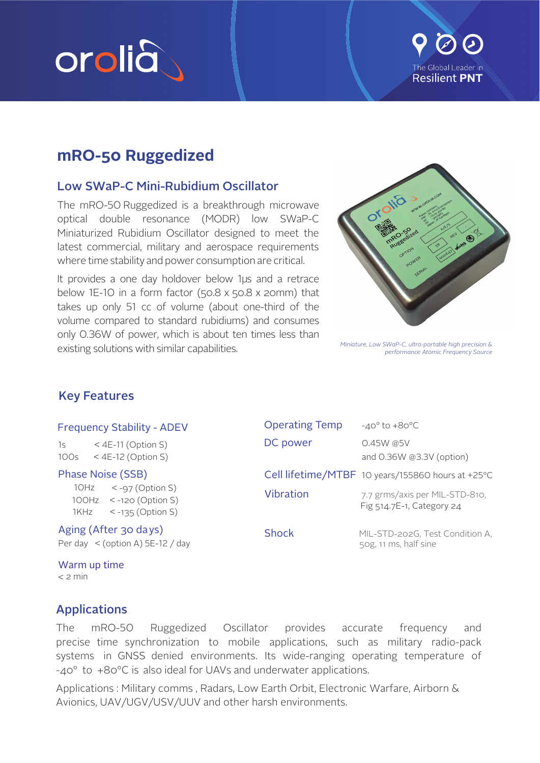# mRO-50 Ruggedized

## Low SWaP-C Mini-Rubidium Oscillator

The mRO-50 Ruggedized is a breakthrough microwave optical double resonance (MODR) low SWaP-C Miniaturized Rubidium Oscillator designed to meet the latest commercial, military and aerospace requirements where time stability and power consumption are critical.

It provides a one day holdover below 1µs and a retrace below 1E-10 in a form factor (50.8 x 50.8 x 20mm) that takes up only 51 cc of volume (about one-third of the volume compared to standard rubidiums) and consumes only 0.36W of power, which is about ten times less than existing solutions with similar capabilities.

*Miniature, Low SWaP-C, ultra-portable high precision & performance Atomic Frequency Source*

## Key Features

### Frequency Stability - ADEV

| | |
|---|---|
| 1s | < 4E-11 (Option S) |
| 100s | < 4E-12 (Option S) |

### Phase Noise (SSB)

| | |
|---|---|
| 10Hz | < -97 (Option S) |
| 100Hz | < -120 (Option S) |
| 1KHz | < -135 (Option S) |

### Aging (After 30 days)

Per day < (option A) 5E-12 / day

### Warm up time

< 2 min

| | |
|---|---|
| Operating Temp | -40° to +80°C |
| DC power | 0.45W @5V and 0.36W @3.3V (option) |
| Cell lifetime/MTBF | 10 years/155860 hours at +25°C |
| Vibration | 7.7 grms/axis per MIL-STD-810, Fig 514.7E-1, Category 24 |
| Shock | MIL-STD-202G, Test Condition A, 50g, 11 ms, half sine |

## Applications

The mRO-50 Ruggedized Oscillator provides accurate frequency and precise time synchronization to mobile applications, such as military radio-pack systems in GNSS denied environments. Its wide-ranging operating temperature of -40° to +80°C is also ideal for UAVs and underwater applications.

Applications : Military comms , Radars, Low Earth Orbit, Electronic Warfare, Airborn & Avionics, UAV/UGV/USV/UUV and other harsh environments.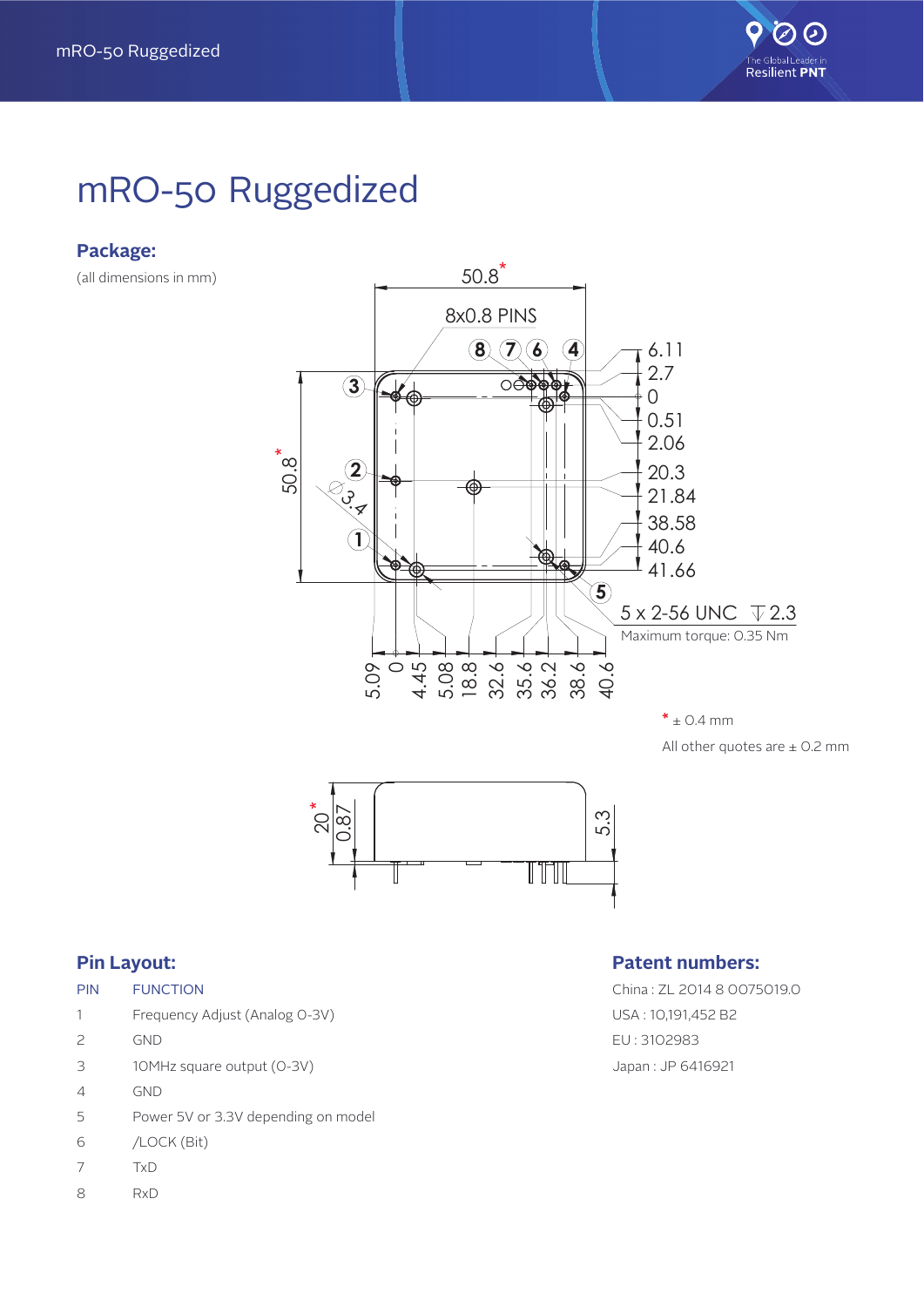# mRO-50 Ruggedized

## Package:

(all dimensions in mm)

50.8*

8x0.8 PINS

5 x 2-56 UNC ↧2.3

Maximum torque: 0.35 Nm

* ± 0.4 mm

All other quotes are ± 0.2 mm

## Pin Layout:

| PIN | FUNCTION |
|---|---|
| 1 | Frequency Adjust (Analog 0-3V) |
| 2 | GND |
| 3 | 10MHz square output (0-3V) |
| 4 | GND |
| 5 | Power 5V or 3.3V depending on model |
| 6 | /LOCK (Bit) |
| 7 | TxD |
| 8 | RxD |

## Patent numbers:

China : ZL 2014 8 0075019.0

USA : 10,191,452 B2

EU : 3102983

Japan : JP 6416921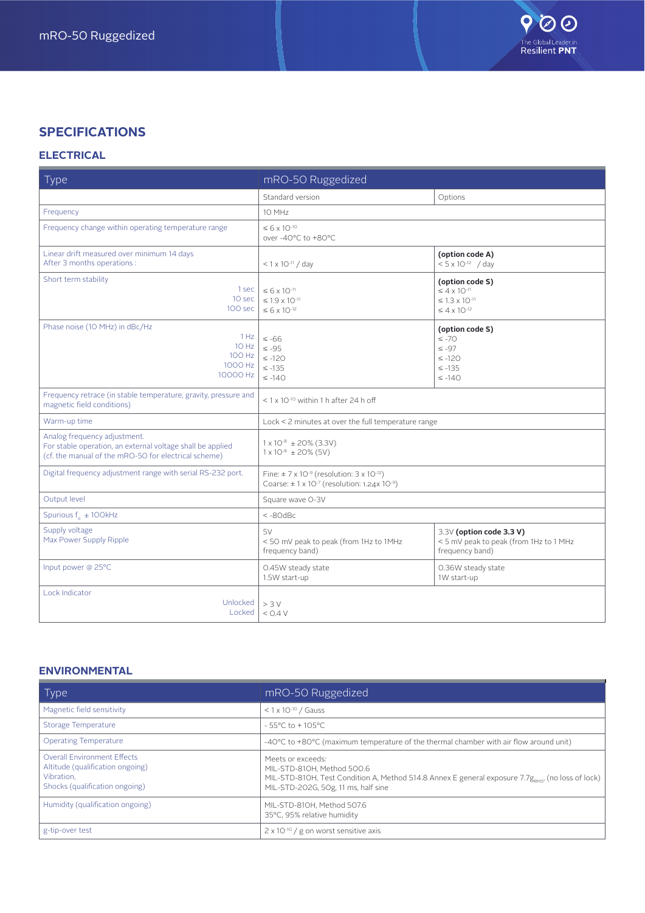## SPECIFICATIONS

### ELECTRICAL

| Type | mRO-50 Ruggedized | |
|---|---|---|
| | Standard version | Options |
| Frequency | 10 MHz | |
| Frequency change within operating temperature range | ≤ $6 \times 10^{-10}$ over -40°C to +80°C | |
| Linear drift measured over minimum 14 days After 3 months operations : | < $1 \times 10^{-11}$ / day | **(option code A)** < $5 \times 10^{-12}$ / day |
| Short term stability 1 sec 10 sec 100 sec | ≤ $6 \times 10^{-11}$ ≤ $1.9 \times 10^{-11}$ ≤ $6 \times 10^{-12}$ | **(option code S)** ≤ $4 \times 10^{-11}$ ≤ $1.3 \times 10^{-11}$ ≤ $4 \times 10^{-12}$ |
| Phase noise (10 MHz) in dBc/Hz 1 Hz 10 Hz 100 Hz 1000 Hz 10000 Hz | ≤ -66 ≤ -95 ≤ -120 ≤ -135 ≤ -140 | **(option code S)** ≤ -70 ≤ -97 ≤ -120 ≤ -135 ≤ -140 |
| Frequency retrace (in stable temperature, gravity, pressure and magnetic field conditions) | < $1 \times 10^{-10}$ within 1 h after 24 h off | |
| Warm-up time | Lock < 2 minutes at over the full temperature range | |
| Analog frequency adjustment. For stable operation, an external voltage shall be applied (cf. the manual of the mRO-50 for electrical scheme) | $1 \times 10^{-8}$ ± 20% (3.3V) $1 \times 10^{-8}$ ± 20% (5V) | |
| Digital frequency adjustment range with serial RS-232 port. | Fine: ± $7 \times 10^{-9}$ (resolution: $3 \times 10^{-12}$) Coarse: ± $1 \times 10^{-7}$ (resolution: $1.24 \times 10^{-9}$) | |
| Output level | Square wave 0-3V | |
| Spurious $f_o$ ± 100kHz | < -80dBc | |
| Supply voltage Max Power Supply Ripple | 5V < 50 mV peak to peak (from 1Hz to 1MHz frequency band) | 3.3V **(option code 3.3 V)** < 5 mV peak to peak (from 1Hz to 1 MHz frequency band) |
| Input power @ 25°C | 0.45W steady state 1.5W start-up | 0.36W steady state 1W start-up |
| Lock Indicator Unlocked Locked | > 3 V < 0.4 V | |

### ENVIRONMENTAL

| Type | mRO-50 Ruggedized |
|---|---|
| Magnetic field sensitivity | < $1 \times 10^{-10}$ / Gauss |
| Storage Temperature | - 55°C to + 105°C |
| Operating Temperature | -40°C to +80°C (maximum temperature of the thermal chamber with air flow around unit) |
| Overall Environment Effects Altitude (qualification ongoing) Vibration, Shocks (qualification ongoing) | Meets or exceeds: MIL-STD-810H, Method 500.6 MIL-STD-810H, Test Condition A, Method 514.8 Annex E general exposure 7.7$g_{RMS}$, (no loss of lock) MIL-STD-202G, 50g, 11 ms, half sine |
| Humidity (qualification ongoing) | MIL-STD-810H, Method 507.6 35°C, 95% relative humidity |
| g-tip-over test | $2 \times 10^{-10}$ / g on worst sensitive axis |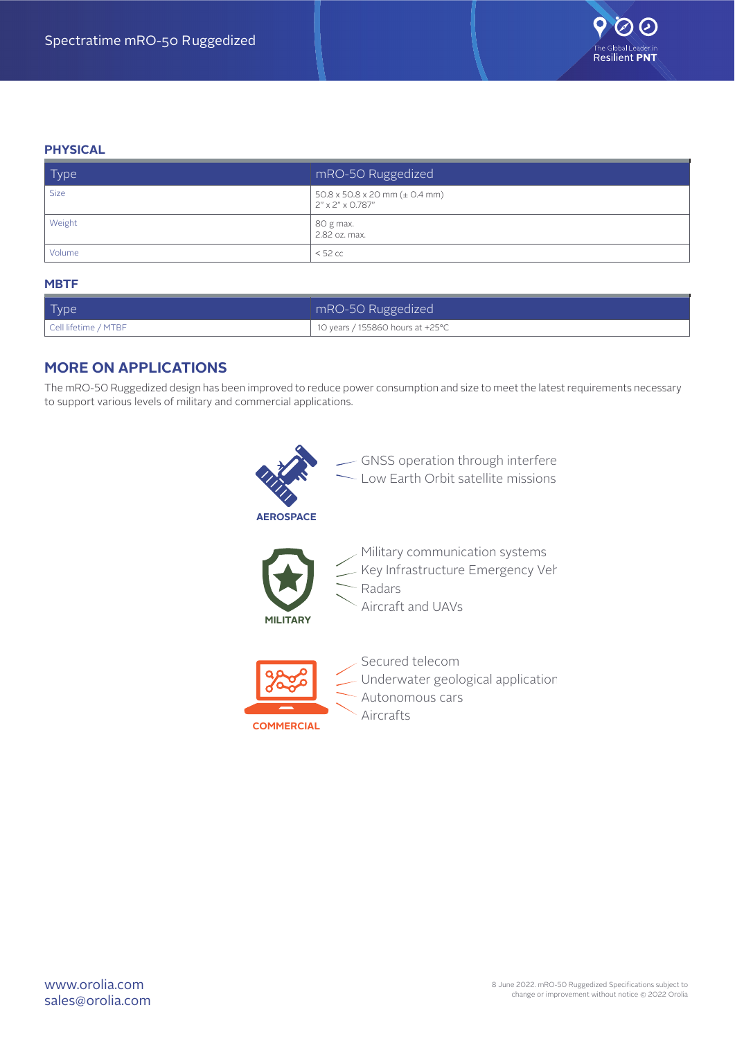## PHYSICAL

| Type | mRO-50 Ruggedized |
| --- | --- |
| Size | 50.8 x 50.8 x 20 mm (± 0.4 mm)<br>2" x 2" x 0.787" |
| Weight | 80 g max.<br>2.82 oz. max. |
| Volume | < 52 cc |

## MBTF

| Type | mRO-50 Ruggedized |
| --- | --- |
| Cell lifetime / MTBF | 10 years / 155860 hours at +25°C |

## MORE ON APPLICATIONS

The mRO-50 Ruggedized design has been improved to reduce power consumption and size to meet the latest requirements necessary to support various levels of military and commercial applications.

**AEROSPACE**

- GNSS operation through interfere
- Low Earth Orbit satellite missions

**MILITARY**

- Military communication systems
- Key Infrastructure Emergency Vel
- Radars
- Aircraft and UAVs

**COMMERCIAL**

- Secured telecom
- Underwater geological applicatior
- Autonomous cars
- Aircrafts

www.orolia.com
sales@orolia.com

8 June 2022. mRO-50 Ruggedized Specifications subject to change or improvement without notice © 2022 Orolia